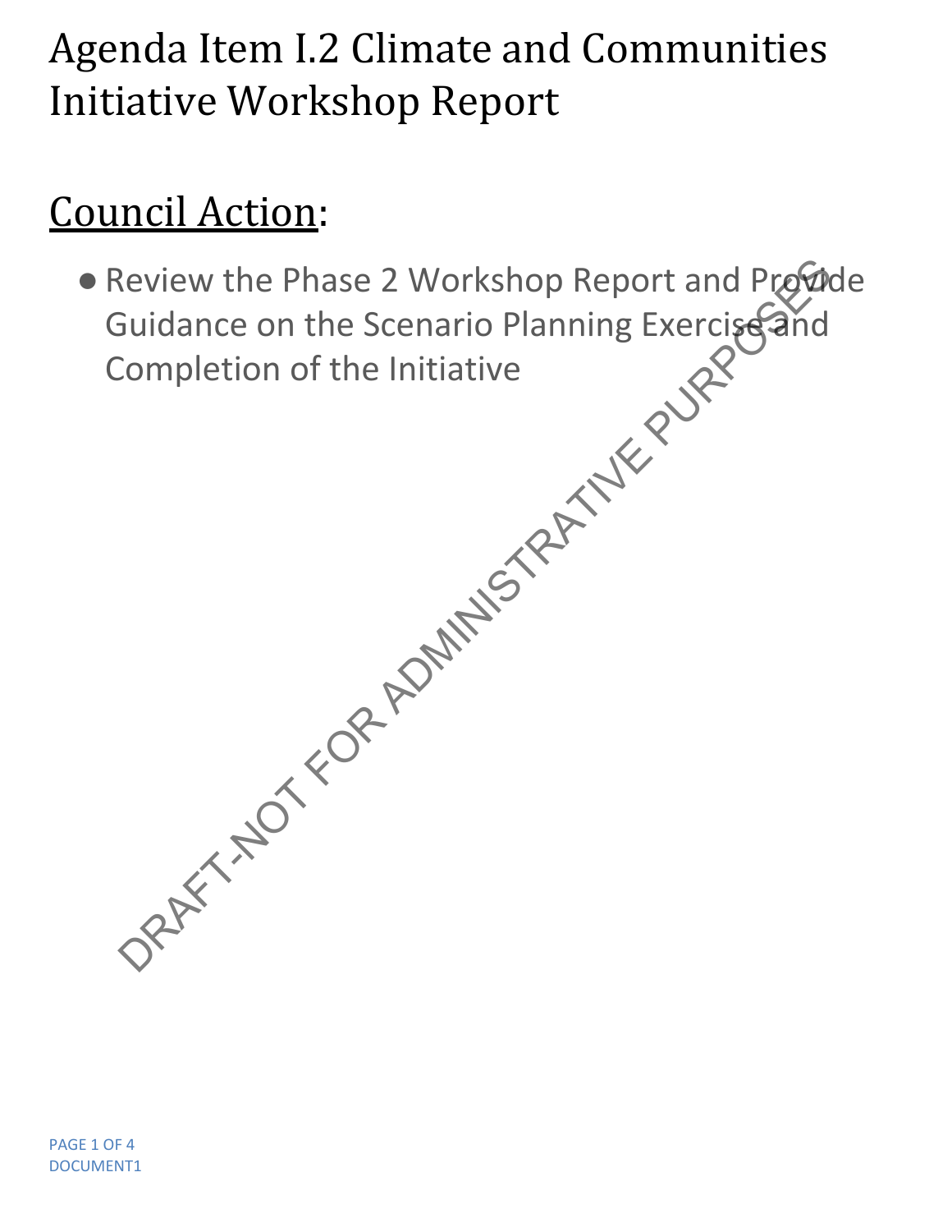# Agenda Item I.2 Climate and Communities Initiative Workshop Report

## Council Action:

- Review the Phase 2 Workshop Report and Provide Guidance on the Scenario Planning Exercise and Completion of the Initiative

DRAFT-NOT FOR ADMINISTRATIVE PURPOSES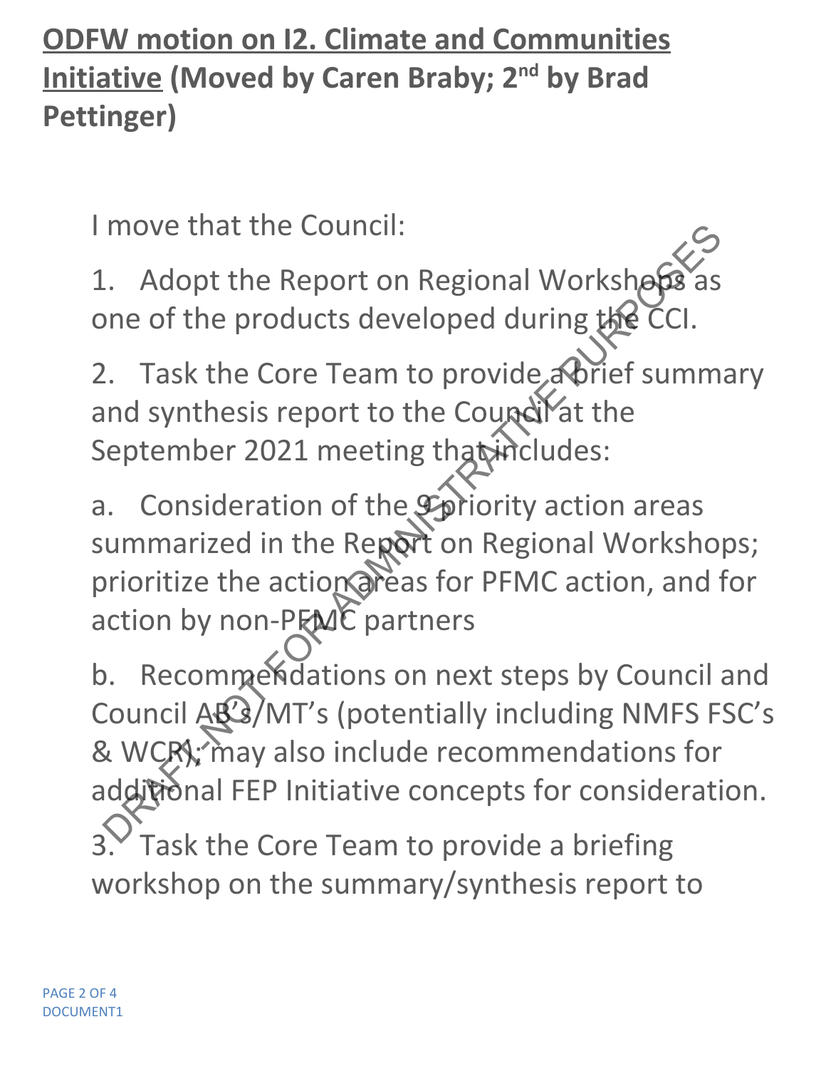**ODFW motion on I2. Climate and Communities Initiative (Moved by Caren Braby; 2nd by Brad Pettinger)**

I move that the Council:

1. Adopt the Report on Regional Workshops as one of the products developed during the CCI.

2. Task the Core Team to provide a brief summary and synthesis report to the Council at the September 2021 meeting that includes:

a. Consideration of the 9 priority action areas summarized in the Report on Regional Workshops; prioritize the action areas for PFMC action, and for action by non-PFMC partners

b. Recommendations on next steps by Council and Council AB's/MT's (potentially including NMFS FSC's & WCR); may also include recommendations for additional FEP Initiative concepts for consideration.

3. Task the Core Team to provide a briefing workshop on the summary/synthesis report to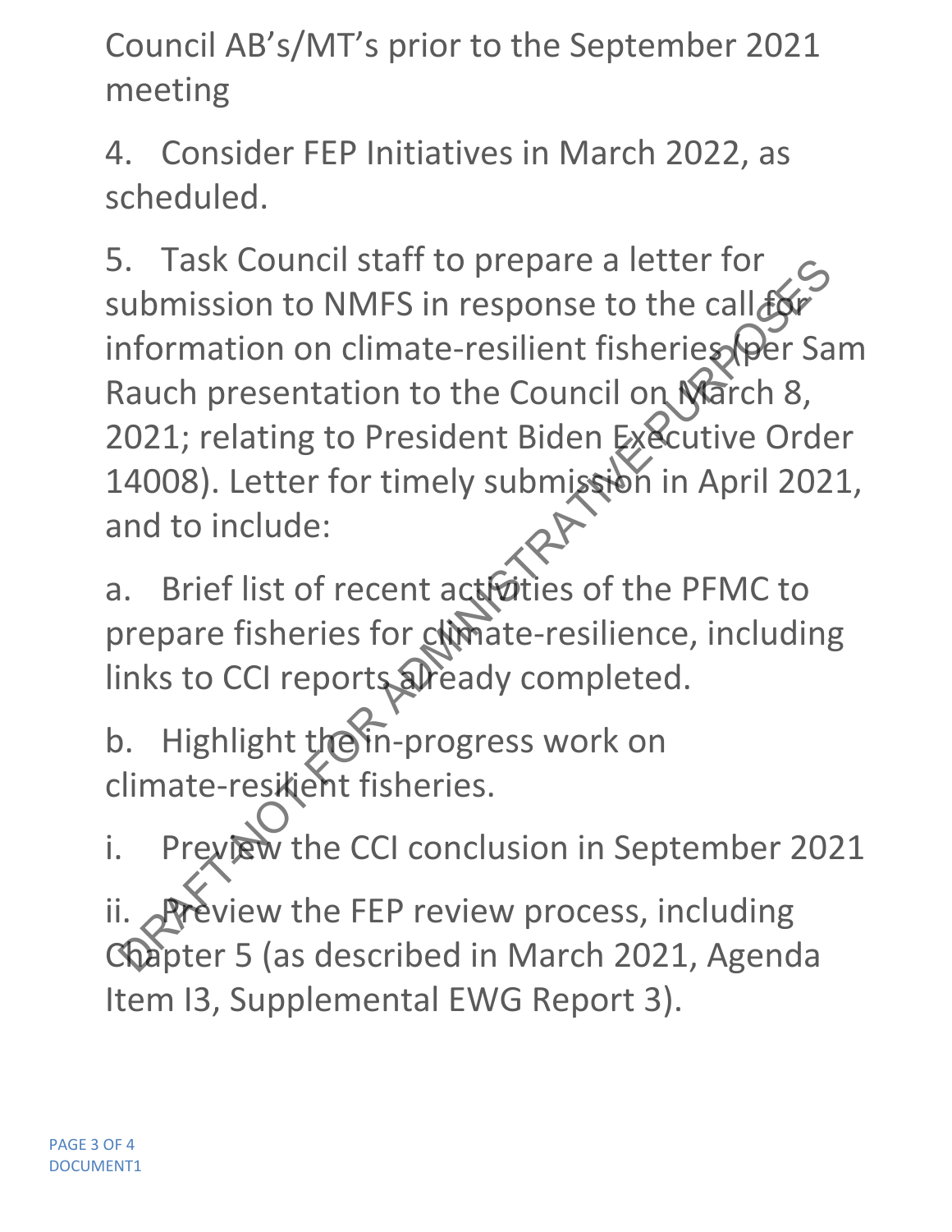Council AB's/MT's prior to the September 2021 meeting

4. Consider FEP Initiatives in March 2022, as scheduled.

5. Task Council staff to prepare a letter for submission to NMFS in response to the call for information on climate-resilient fisheries (per Sam Rauch presentation to the Council on March 8, 2021; relating to President Biden Executive Order 14008). Letter for timely submission in April 2021, and to include:

a. Brief list of recent activities of the PFMC to prepare fisheries for climate-resilience, including links to CCI reports already completed.

b. Highlight the in-progress work on climate-resilient fisheries.

i. Preview the CCI conclusion in September 2021

ii. Preview the FEP review process, including Chapter 5 (as described in March 2021, Agenda Item I3, Supplemental EWG Report 3).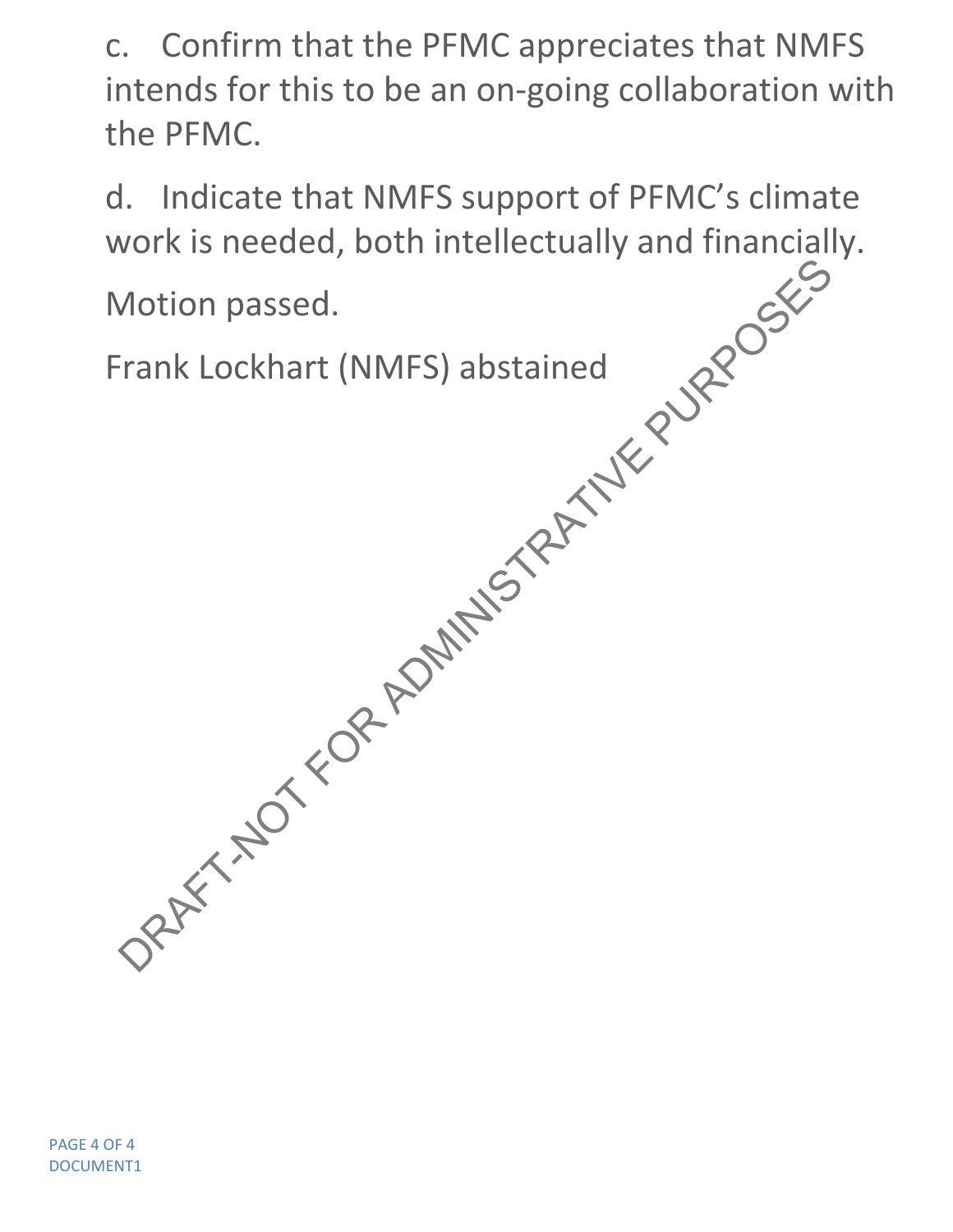c. Confirm that the PFMC appreciates that NMFS intends for this to be an on-going collaboration with the PFMC.

d. Indicate that NMFS support of PFMC's climate work is needed, both intellectually and financially.

Motion passed.

Frank Lockhart (NMFS) abstained